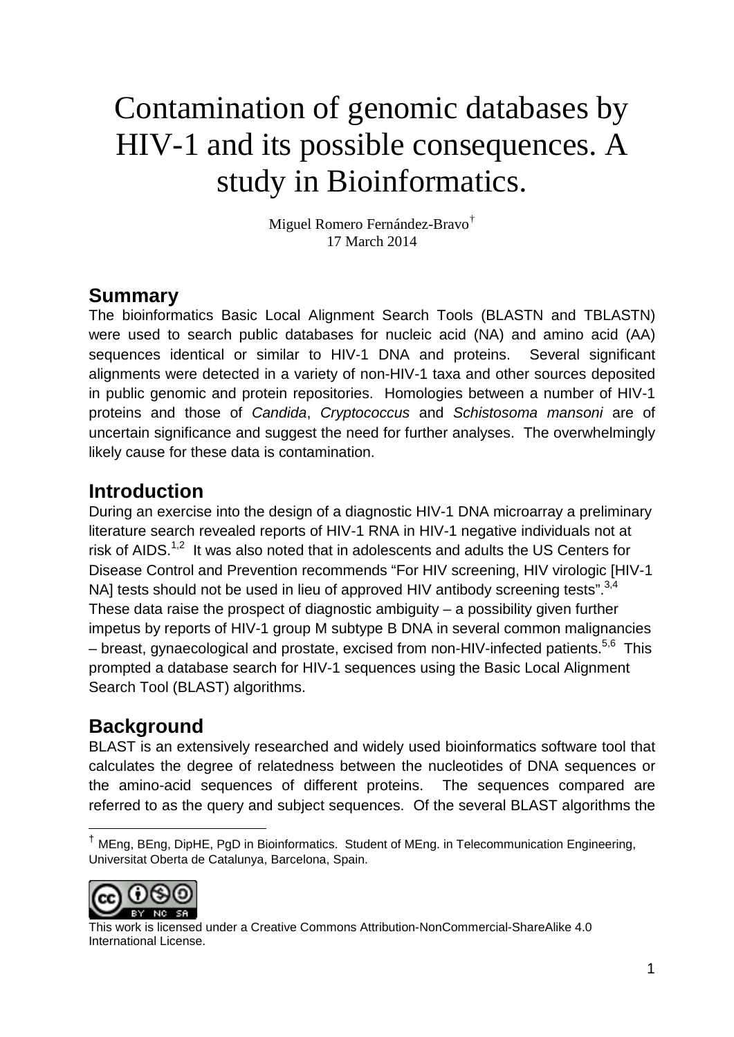# Contamination of genomic databases by HIV-1 and its possible consequences. A study in Bioinformatics.

Miguel Romero Fernández-Bravo[†]
17 March 2014

## Summary

The bioinformatics Basic Local Alignment Search Tools (BLASTN and TBLASTN) were used to search public databases for nucleic acid (NA) and amino acid (AA) sequences identical or similar to HIV-1 DNA and proteins. Several significant alignments were detected in a variety of non-HIV-1 taxa and other sources deposited in public genomic and protein repositories. Homologies between a number of HIV-1 proteins and those of *Candida*, *Cryptococcus* and *Schistosoma mansoni* are of uncertain significance and suggest the need for further analyses. The overwhelmingly likely cause for these data is contamination.

## Introduction

During an exercise into the design of a diagnostic HIV-1 DNA microarray a preliminary literature search revealed reports of HIV-1 RNA in HIV-1 negative individuals not at risk of AIDS.[1,2] It was also noted that in adolescents and adults the US Centers for Disease Control and Prevention recommends "For HIV screening, HIV virologic [HIV-1 NA] tests should not be used in lieu of approved HIV antibody screening tests".[3,4] These data raise the prospect of diagnostic ambiguity – a possibility given further impetus by reports of HIV-1 group M subtype B DNA in several common malignancies – breast, gynaecological and prostate, excised from non-HIV-infected patients.[5,6] This prompted a database search for HIV-1 sequences using the Basic Local Alignment Search Tool (BLAST) algorithms.

## Background

BLAST is an extensively researched and widely used bioinformatics software tool that calculates the degree of relatedness between the nucleotides of DNA sequences or the amino-acid sequences of different proteins. The sequences compared are referred to as the query and subject sequences. Of the several BLAST algorithms the

[†] MEng, BEng, DipHE, PgD in Bioinformatics. Student of MEng. in Telecommunication Engineering, Universitat Oberta de Catalunya, Barcelona, Spain.

This work is licensed under a Creative Commons Attribution-NonCommercial-ShareAlike 4.0 International License.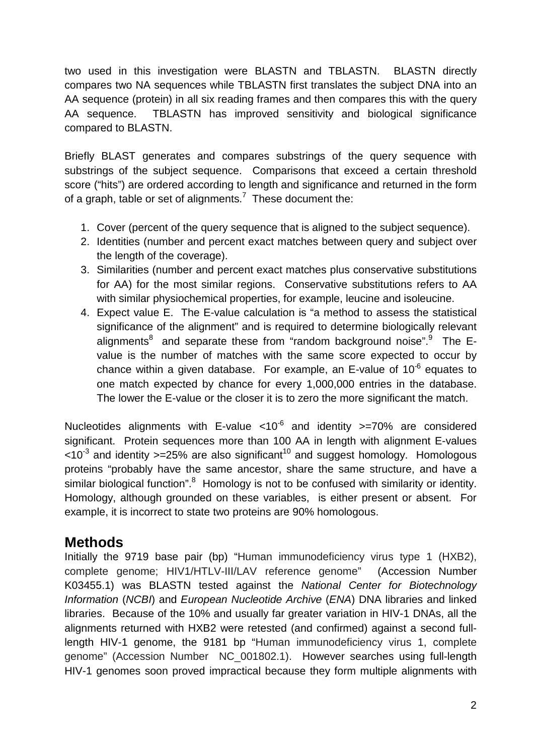two used in this investigation were BLASTN and TBLASTN. BLASTN directly compares two NA sequences while TBLASTN first translates the subject DNA into an AA sequence (protein) in all six reading frames and then compares this with the query AA sequence. TBLASTN has improved sensitivity and biological significance compared to BLASTN.

Briefly BLAST generates and compares substrings of the query sequence with substrings of the subject sequence. Comparisons that exceed a certain threshold score ("hits") are ordered according to length and significance and returned in the form of a graph, table or set of alignments.[7] These document the:

1. Cover (percent of the query sequence that is aligned to the subject sequence).
2. Identities (number and percent exact matches between query and subject over the length of the coverage).
3. Similarities (number and percent exact matches plus conservative substitutions for AA) for the most similar regions. Conservative substitutions refers to AA with similar physiochemical properties, for example, leucine and isoleucine.
4. Expect value E. The E-value calculation is "a method to assess the statistical significance of the alignment" and is required to determine biologically relevant alignments[8] and separate these from "random background noise".[9] The E-value is the number of matches with the same score expected to occur by chance within a given database. For example, an E-value of $10^{-6}$ equates to one match expected by chance for every 1,000,000 entries in the database. The lower the E-value or the closer it is to zero the more significant the match.

Nucleotides alignments with E-value $<10^{-6}$ and identity >=70% are considered significant. Protein sequences more than 100 AA in length with alignment E-values $<10^{-3}$ and identity >=25% are also significant[10] and suggest homology. Homologous proteins "probably have the same ancestor, share the same structure, and have a similar biological function".[8] Homology is not to be confused with similarity or identity. Homology, although grounded on these variables, is either present or absent. For example, it is incorrect to state two proteins are 90% homologous.

## Methods

Initially the 9719 base pair (bp) "Human immunodeficiency virus type 1 (HXB2), complete genome; HIV1/HTLV-III/LAV reference genome" (Accession Number K03455.1) was BLASTN tested against the *National Center for Biotechnology Information* (*NCBI*) and *European Nucleotide Archive* (*ENA*) DNA libraries and linked libraries. Because of the 10% and usually far greater variation in HIV-1 DNAs, all the alignments returned with HXB2 were retested (and confirmed) against a second full-length HIV-1 genome, the 9181 bp "Human immunodeficiency virus 1, complete genome" (Accession Number NC_001802.1). However searches using full-length HIV-1 genomes soon proved impractical because they form multiple alignments with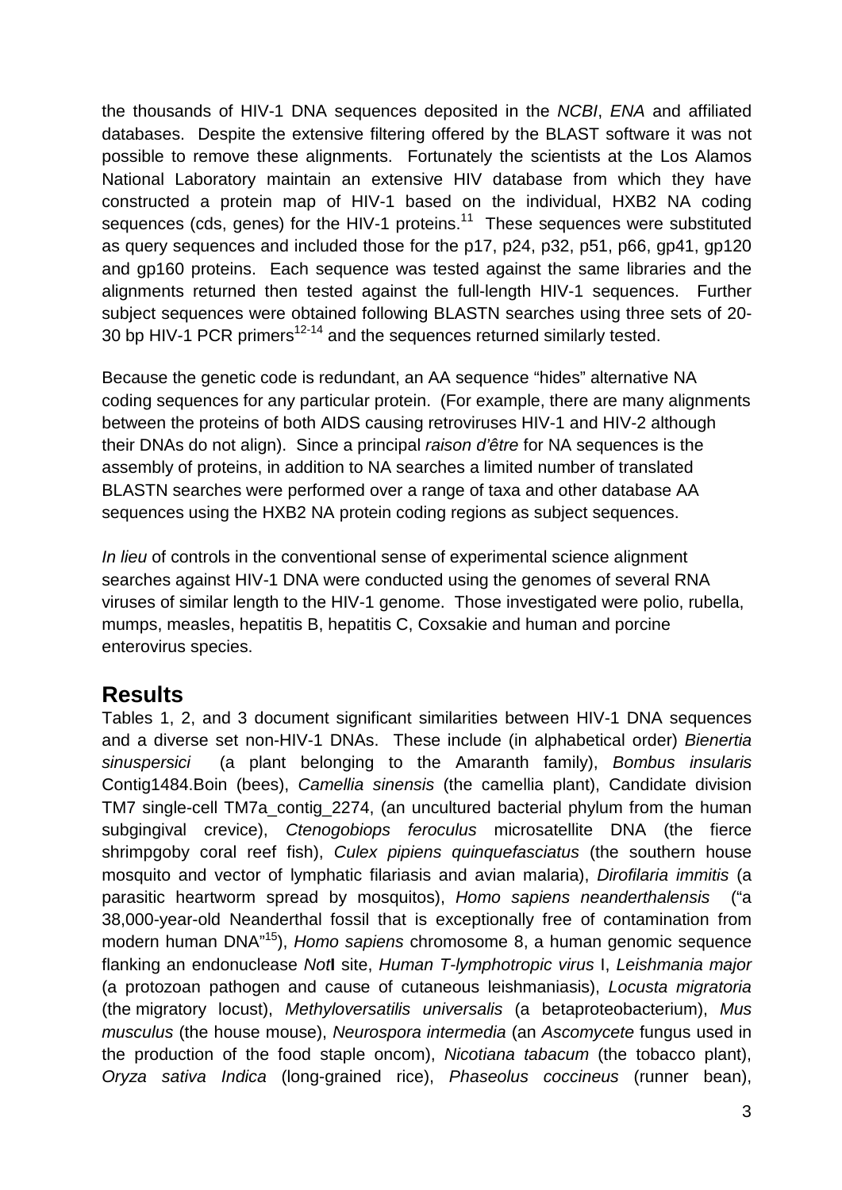the thousands of HIV-1 DNA sequences deposited in the *NCBI*, *ENA* and affiliated databases. Despite the extensive filtering offered by the BLAST software it was not possible to remove these alignments. Fortunately the scientists at the Los Alamos National Laboratory maintain an extensive HIV database from which they have constructed a protein map of HIV-1 based on the individual, HXB2 NA coding sequences (cds, genes) for the HIV-1 proteins.[11] These sequences were substituted as query sequences and included those for the p17, p24, p32, p51, p66, gp41, gp120 and gp160 proteins. Each sequence was tested against the same libraries and the alignments returned then tested against the full-length HIV-1 sequences. Further subject sequences were obtained following BLASTN searches using three sets of 20-30 bp HIV-1 PCR primers[12-14] and the sequences returned similarly tested.

Because the genetic code is redundant, an AA sequence "hides" alternative NA coding sequences for any particular protein. (For example, there are many alignments between the proteins of both AIDS causing retroviruses HIV-1 and HIV-2 although their DNAs do not align). Since a principal *raison d'être* for NA sequences is the assembly of proteins, in addition to NA searches a limited number of translated BLASTN searches were performed over a range of taxa and other database AA sequences using the HXB2 NA protein coding regions as subject sequences.

*In lieu* of controls in the conventional sense of experimental science alignment searches against HIV-1 DNA were conducted using the genomes of several RNA viruses of similar length to the HIV-1 genome. Those investigated were polio, rubella, mumps, measles, hepatitis B, hepatitis C, Coxsakie and human and porcine enterovirus species.

## Results

Tables 1, 2, and 3 document significant similarities between HIV-1 DNA sequences and a diverse set non-HIV-1 DNAs. These include (in alphabetical order) *Bienertia sinuspersici* (a plant belonging to the Amaranth family), *Bombus insularis* Contig1484.Boin (bees), *Camellia sinensis* (the camellia plant), Candidate division TM7 single-cell TM7a_contig_2274, (an uncultured bacterial phylum from the human subgingival crevice), *Ctenogobiops feroculus* microsatellite DNA (the fierce shrimpgoby coral reef fish), *Culex pipiens quinquefasciatus* (the southern house mosquito and vector of lymphatic filariasis and avian malaria), *Dirofilaria immitis* (a parasitic heartworm spread by mosquitos), *Homo sapiens neanderthalensis* ("a 38,000-year-old Neanderthal fossil that is exceptionally free of contamination from modern human DNA"[15]), *Homo sapiens* chromosome 8, a human genomic sequence flanking an endonuclease *Not***I** site, *Human T-lymphotropic virus* I, *Leishmania major* (a protozoan pathogen and cause of cutaneous leishmaniasis), *Locusta migratoria* (the migratory locust), *Methyloversatilis universalis* (a betaproteobacterium), *Mus musculus* (the house mouse), *Neurospora intermedia* (an *Ascomycete* fungus used in the production of the food staple oncom), *Nicotiana tabacum* (the tobacco plant), *Oryza sativa Indica* (long-grained rice), *Phaseolus coccineus* (runner bean),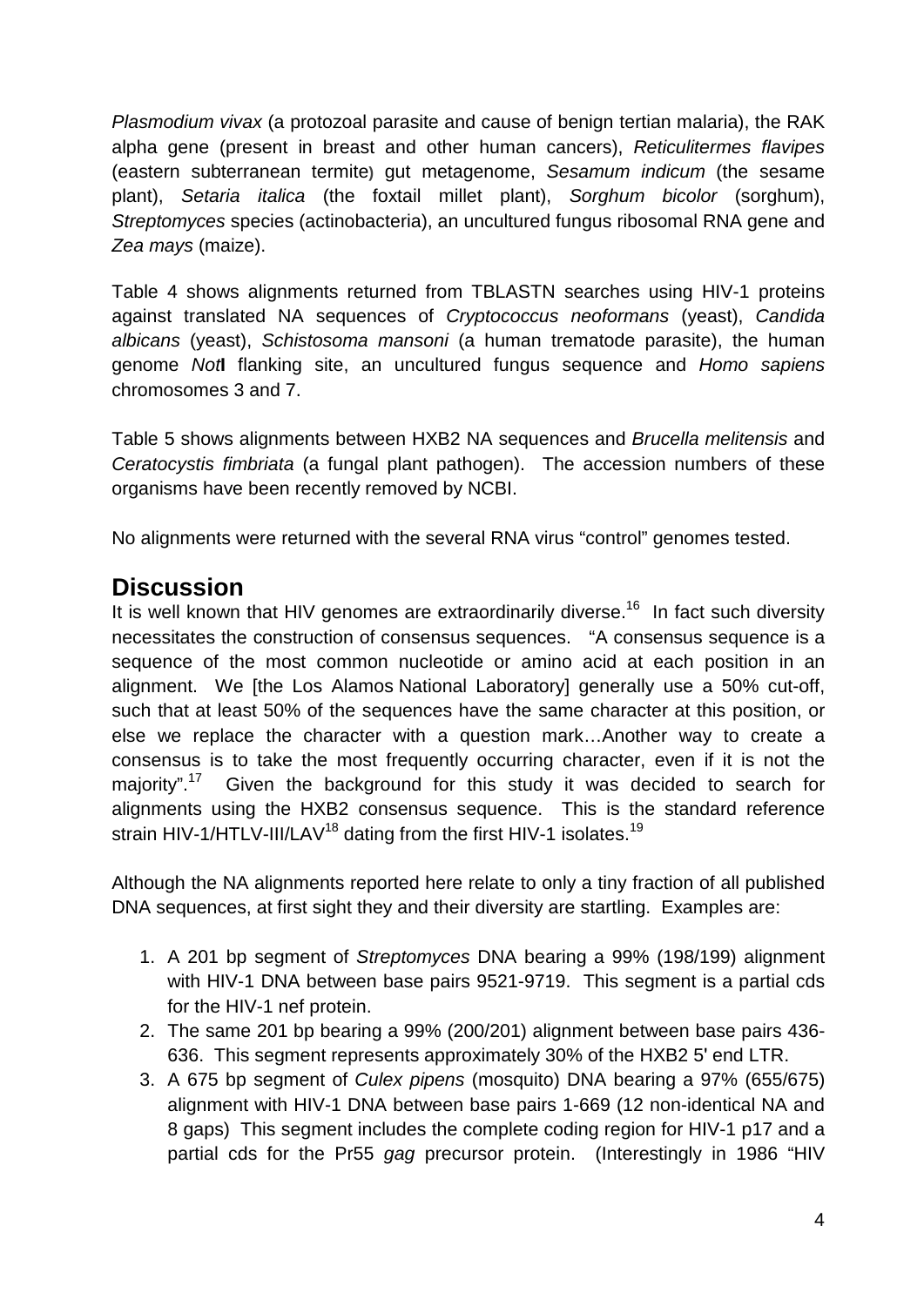*Plasmodium vivax* (a protozoal parasite and cause of benign tertian malaria), the RAK alpha gene (present in breast and other human cancers), *Reticulitermes flavipes* (eastern subterranean termite) gut metagenome, *Sesamum indicum* (the sesame plant), *Setaria italica* (the foxtail millet plant), *Sorghum bicolor* (sorghum), *Streptomyces* species (actinobacteria), an uncultured fungus ribosomal RNA gene and *Zea mays* (maize).

Table 4 shows alignments returned from TBLASTN searches using HIV-1 proteins against translated NA sequences of *Cryptococcus neoformans* (yeast), *Candida albicans* (yeast), *Schistosoma mansoni* (a human trematode parasite), the human genome *Not***I** flanking site, an uncultured fungus sequence and *Homo sapiens* chromosomes 3 and 7.

Table 5 shows alignments between HXB2 NA sequences and *Brucella melitensis* and *Ceratocystis fimbriata* (a fungal plant pathogen). The accession numbers of these organisms have been recently removed by NCBI.

No alignments were returned with the several RNA virus "control" genomes tested.

## Discussion

It is well known that HIV genomes are extraordinarily diverse.[16] In fact such diversity necessitates the construction of consensus sequences. "A consensus sequence is a sequence of the most common nucleotide or amino acid at each position in an alignment. We [the Los Alamos National Laboratory] generally use a 50% cut-off, such that at least 50% of the sequences have the same character at this position, or else we replace the character with a question mark…Another way to create a consensus is to take the most frequently occurring character, even if it is not the majority".[17] Given the background for this study it was decided to search for alignments using the HXB2 consensus sequence. This is the standard reference strain HIV-1/HTLV-III/LAV[18] dating from the first HIV-1 isolates.[19]

Although the NA alignments reported here relate to only a tiny fraction of all published DNA sequences, at first sight they and their diversity are startling. Examples are:

1. A 201 bp segment of *Streptomyces* DNA bearing a 99% (198/199) alignment with HIV-1 DNA between base pairs 9521-9719. This segment is a partial cds for the HIV-1 nef protein.
2. The same 201 bp bearing a 99% (200/201) alignment between base pairs 436-636. This segment represents approximately 30% of the HXB2 5' end LTR.
3. A 675 bp segment of *Culex pipens* (mosquito) DNA bearing a 97% (655/675) alignment with HIV-1 DNA between base pairs 1-669 (12 non-identical NA and 8 gaps) This segment includes the complete coding region for HIV-1 p17 and a partial cds for the Pr55 *gag* precursor protein. (Interestingly in 1986 "HIV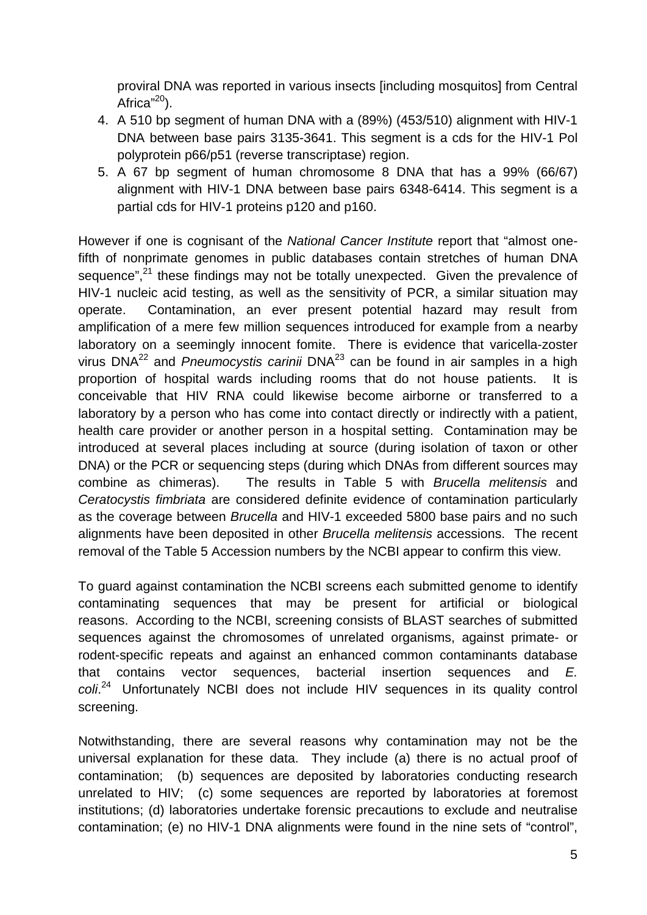proviral DNA was reported in various insects [including mosquitos] from Central Africa"[20]).

4. A 510 bp segment of human DNA with a (89%) (453/510) alignment with HIV-1 DNA between base pairs 3135-3641. This segment is a cds for the HIV-1 Pol polyprotein p66/p51 (reverse transcriptase) region.
5. A 67 bp segment of human chromosome 8 DNA that has a 99% (66/67) alignment with HIV-1 DNA between base pairs 6348-6414. This segment is a partial cds for HIV-1 proteins p120 and p160.

However if one is cognisant of the *National Cancer Institute* report that "almost one-fifth of nonprimate genomes in public databases contain stretches of human DNA sequence",[21] these findings may not be totally unexpected. Given the prevalence of HIV-1 nucleic acid testing, as well as the sensitivity of PCR, a similar situation may operate. Contamination, an ever present potential hazard may result from amplification of a mere few million sequences introduced for example from a nearby laboratory on a seemingly innocent fomite. There is evidence that varicella-zoster virus DNA[22] and *Pneumocystis carinii* DNA[23] can be found in air samples in a high proportion of hospital wards including rooms that do not house patients. It is conceivable that HIV RNA could likewise become airborne or transferred to a laboratory by a person who has come into contact directly or indirectly with a patient, health care provider or another person in a hospital setting. Contamination may be introduced at several places including at source (during isolation of taxon or other DNA) or the PCR or sequencing steps (during which DNAs from different sources may combine as chimeras). The results in Table 5 with *Brucella melitensis* and *Ceratocystis fimbriata* are considered definite evidence of contamination particularly as the coverage between *Brucella* and HIV-1 exceeded 5800 base pairs and no such alignments have been deposited in other *Brucella melitensis* accessions. The recent removal of the Table 5 Accession numbers by the NCBI appear to confirm this view.

To guard against contamination the NCBI screens each submitted genome to identify contaminating sequences that may be present for artificial or biological reasons. According to the NCBI, screening consists of BLAST searches of submitted sequences against the chromosomes of unrelated organisms, against primate- or rodent-specific repeats and against an enhanced common contaminants database that contains vector sequences, bacterial insertion sequences and *E. coli*.[24] Unfortunately NCBI does not include HIV sequences in its quality control screening.

Notwithstanding, there are several reasons why contamination may not be the universal explanation for these data. They include (a) there is no actual proof of contamination; (b) sequences are deposited by laboratories conducting research unrelated to HIV; (c) some sequences are reported by laboratories at foremost institutions; (d) laboratories undertake forensic precautions to exclude and neutralise contamination; (e) no HIV-1 DNA alignments were found in the nine sets of "control",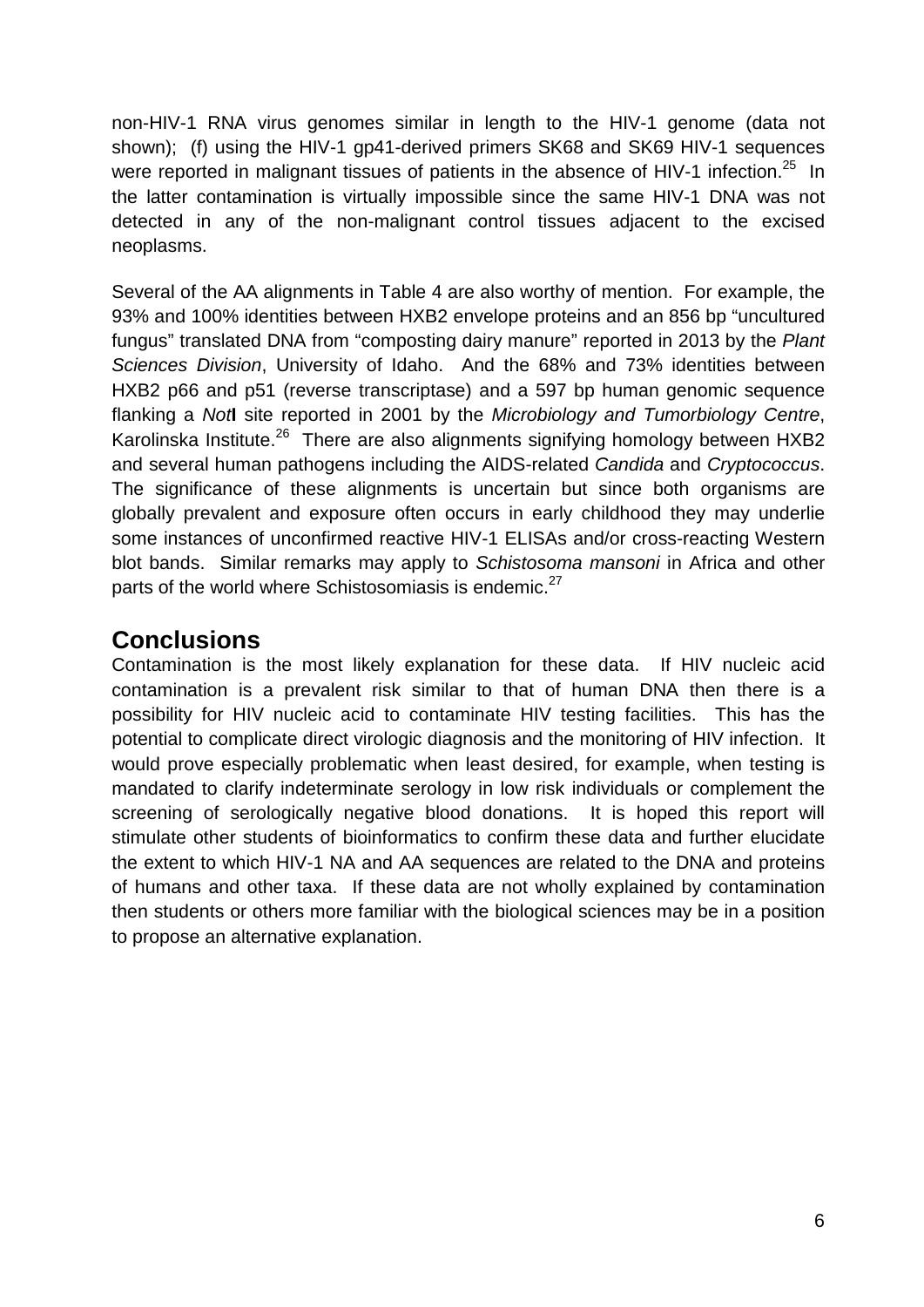non-HIV-1 RNA virus genomes similar in length to the HIV-1 genome (data not shown); (f) using the HIV-1 gp41-derived primers SK68 and SK69 HIV-1 sequences were reported in malignant tissues of patients in the absence of HIV-1 infection.[25] In the latter contamination is virtually impossible since the same HIV-1 DNA was not detected in any of the non-malignant control tissues adjacent to the excised neoplasms.

Several of the AA alignments in Table 4 are also worthy of mention. For example, the 93% and 100% identities between HXB2 envelope proteins and an 856 bp "uncultured fungus" translated DNA from "composting dairy manure" reported in 2013 by the *Plant Sciences Division*, University of Idaho. And the 68% and 73% identities between HXB2 p66 and p51 (reverse transcriptase) and a 597 bp human genomic sequence flanking a *Not***I** site reported in 2001 by the *Microbiology and Tumorbiology Centre*, Karolinska Institute.[26] There are also alignments signifying homology between HXB2 and several human pathogens including the AIDS-related *Candida* and *Cryptococcus*. The significance of these alignments is uncertain but since both organisms are globally prevalent and exposure often occurs in early childhood they may underlie some instances of unconfirmed reactive HIV-1 ELISAs and/or cross-reacting Western blot bands. Similar remarks may apply to *Schistosoma mansoni* in Africa and other parts of the world where Schistosomiasis is endemic.[27]

## Conclusions

Contamination is the most likely explanation for these data. If HIV nucleic acid contamination is a prevalent risk similar to that of human DNA then there is a possibility for HIV nucleic acid to contaminate HIV testing facilities. This has the potential to complicate direct virologic diagnosis and the monitoring of HIV infection. It would prove especially problematic when least desired, for example, when testing is mandated to clarify indeterminate serology in low risk individuals or complement the screening of serologically negative blood donations. It is hoped this report will stimulate other students of bioinformatics to confirm these data and further elucidate the extent to which HIV-1 NA and AA sequences are related to the DNA and proteins of humans and other taxa. If these data are not wholly explained by contamination then students or others more familiar with the biological sciences may be in a position to propose an alternative explanation.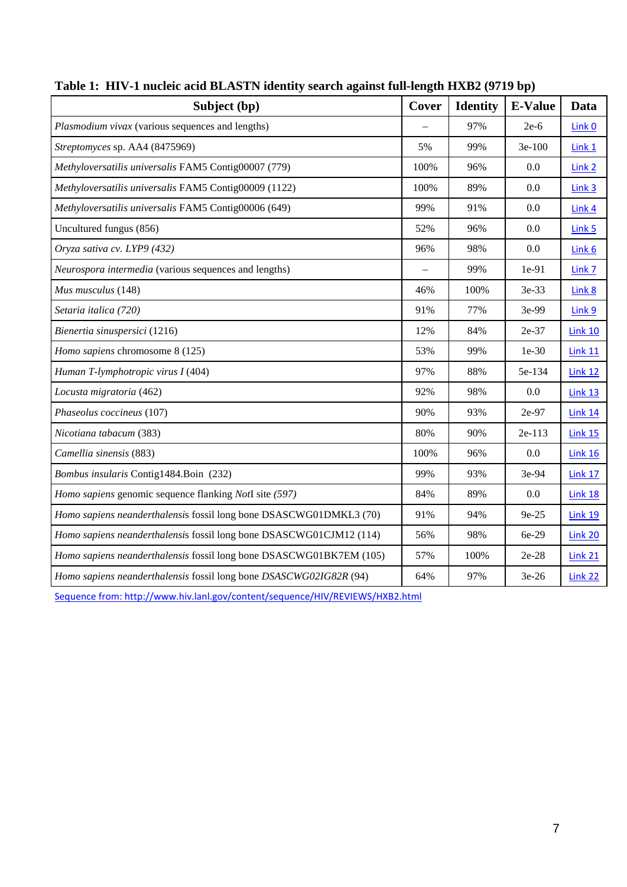**Table 1: HIV-1 nucleic acid BLASTN identity search against full-length HXB2 (9719 bp)**

| Subject (bp) | Cover | Identity | E-Value | Data |
|---|---|---|---|---|
| *Plasmodium vivax* (various sequences and lengths) | – | 97% | 2e-6 | Link 0 |
| *Streptomyces* sp. AA4 (8475969) | 5% | 99% | 3e-100 | Link 1 |
| *Methyloversatilis universalis* FAM5 Contig00007 (779) | 100% | 96% | 0.0 | Link 2 |
| *Methyloversatilis universalis* FAM5 Contig00009 (1122) | 100% | 89% | 0.0 | Link 3 |
| *Methyloversatilis universalis* FAM5 Contig00006 (649) | 99% | 91% | 0.0 | Link 4 |
| Uncultured fungus (856) | 52% | 96% | 0.0 | Link 5 |
| *Oryza sativa cv. LYP9 (432)* | 96% | 98% | 0.0 | Link 6 |
| *Neurospora intermedia* (various sequences and lengths) | – | 99% | 1e-91 | Link 7 |
| *Mus musculus* (148) | 46% | 100% | 3e-33 | Link 8 |
| *Setaria italica (720)* | 91% | 77% | 3e-99 | Link 9 |
| *Bienertia sinuspersici* (1216) | 12% | 84% | 2e-37 | Link 10 |
| *Homo sapiens* chromosome 8 (125) | 53% | 99% | 1e-30 | Link 11 |
| *Human T-lymphotropic virus I* (404) | 97% | 88% | 5e-134 | Link 12 |
| *Locusta migratoria* (462) | 92% | 98% | 0.0 | Link 13 |
| *Phaseolus coccineus* (107) | 90% | 93% | 2e-97 | Link 14 |
| *Nicotiana tabacum* (383) | 80% | 90% | 2e-113 | Link 15 |
| *Camellia sinensis* (883) | 100% | 96% | 0.0 | Link 16 |
| *Bombus insularis* Contig1484.Boin (232) | 99% | 93% | 3e-94 | Link 17 |
| *Homo sapiens* genomic sequence flanking *Not*I site *(597)* | 84% | 89% | 0.0 | Link 18 |
| *Homo sapiens neanderthalensis* fossil long bone DSASCWG01DMKL3 (70) | 91% | 94% | 9e-25 | Link 19 |
| *Homo sapiens neanderthalensis* fossil long bone DSASCWG01CJM12 (114) | 56% | 98% | 6e-29 | Link 20 |
| *Homo sapiens neanderthalensis* fossil long bone DSASCWG01BK7EM (105) | 57% | 100% | 2e-28 | Link 21 |
| *Homo sapiens neanderthalensis* fossil long bone *DSASCWG02IG82R* (94) | 64% | 97% | 3e-26 | Link 22 |

Sequence from: http://www.hiv.lanl.gov/content/sequence/HIV/REVIEWS/HXB2.html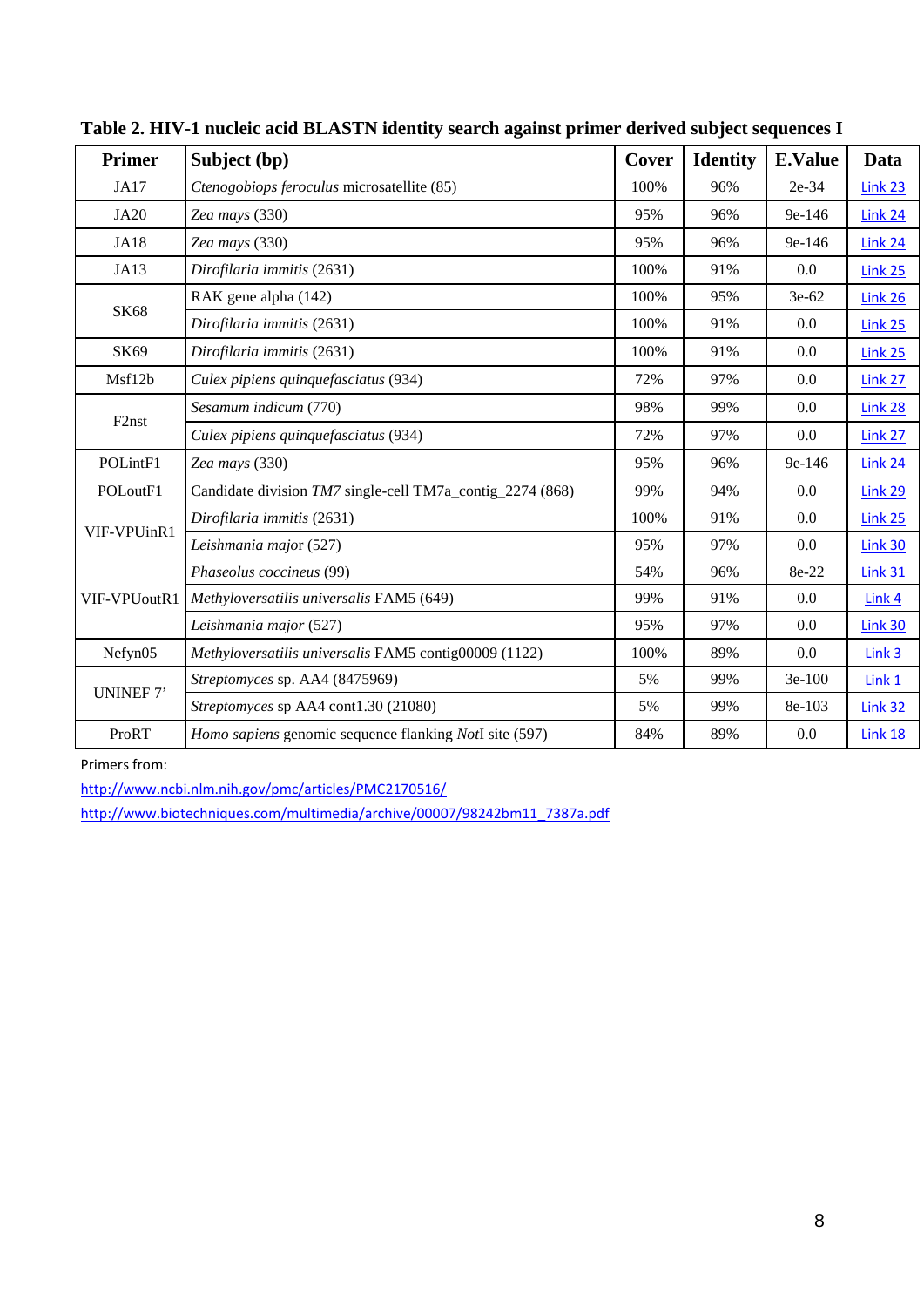**Table 2. HIV-1 nucleic acid BLASTN identity search against primer derived subject sequences I**

| Primer | Subject (bp) | Cover | Identity | E.Value | Data |
|---|---|---|---|---|---|
| JA17 | *Ctenogobiops feroculus* microsatellite (85) | 100% | 96% | 2e-34 | Link 23 |
| JA20 | *Zea mays* (330) | 95% | 96% | 9e-146 | Link 24 |
| JA18 | *Zea mays* (330) | 95% | 96% | 9e-146 | Link 24 |
| JA13 | *Dirofilaria immitis* (2631) | 100% | 91% | 0.0 | Link 25 |
| SK68 | RAK gene alpha (142) | 100% | 95% | 3e-62 | Link 26 |
| | *Dirofilaria immitis* (2631) | 100% | 91% | 0.0 | Link 25 |
| SK69 | *Dirofilaria immitis* (2631) | 100% | 91% | 0.0 | Link 25 |
| Msf12b | *Culex pipiens quinquefasciatus* (934) | 72% | 97% | 0.0 | Link 27 |
| F2nst | *Sesamum indicum* (770) | 98% | 99% | 0.0 | Link 28 |
| | *Culex pipiens quinquefasciatus* (934) | 72% | 97% | 0.0 | Link 27 |
| POLintF1 | *Zea mays* (330) | 95% | 96% | 9e-146 | Link 24 |
| POLoutF1 | Candidate division *TM7* single-cell TM7a_contig_2274 (868) | 99% | 94% | 0.0 | Link 29 |
| VIF-VPUinR1 | *Dirofilaria immitis* (2631) | 100% | 91% | 0.0 | Link 25 |
| | *Leishmania major* (527) | 95% | 97% | 0.0 | Link 30 |
| VIF-VPUoutR1 | *Phaseolus coccineus* (99) | 54% | 96% | 8e-22 | Link 31 |
| | *Methyloversatilis universalis* FAM5 (649) | 99% | 91% | 0.0 | Link 4 |
| | *Leishmania major* (527) | 95% | 97% | 0.0 | Link 30 |
| Nefyn05 | *Methyloversatilis universalis* FAM5 contig00009 (1122) | 100% | 89% | 0.0 | Link 3 |
| UNINEF 7' | *Streptomyces* sp. AA4 (8475969) | 5% | 99% | 3e-100 | Link 1 |
| | *Streptomyces* sp AA4 cont1.30 (21080) | 5% | 99% | 8e-103 | Link 32 |
| ProRT | *Homo sapiens* genomic sequence flanking *Not*I site (597) | 84% | 89% | 0.0 | Link 18 |

Primers from:

http://www.ncbi.nlm.nih.gov/pmc/articles/PMC2170516/

http://www.biotechniques.com/multimedia/archive/00007/98242bm11_7387a.pdf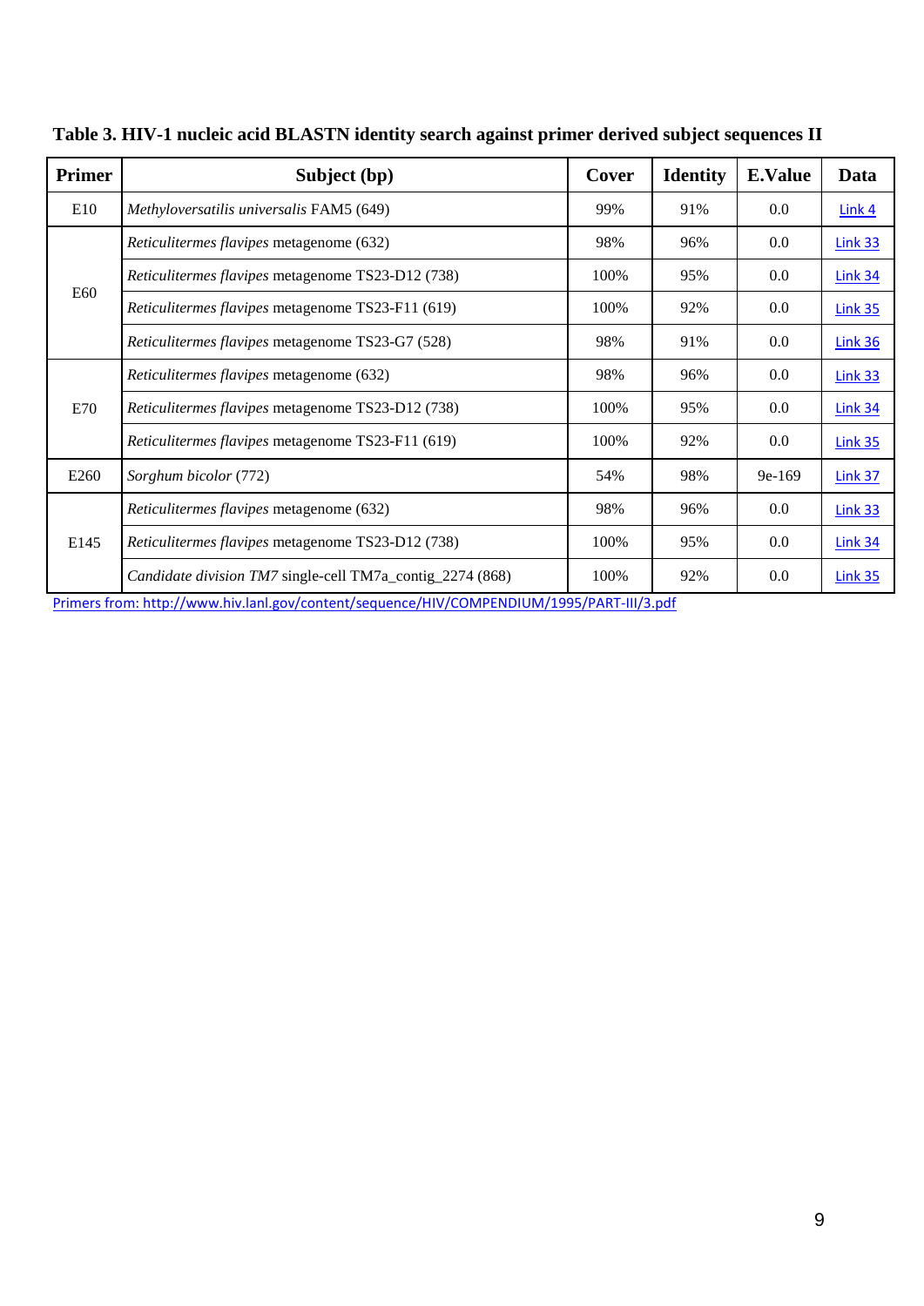**Table 3. HIV-1 nucleic acid BLASTN identity search against primer derived subject sequences II**

| Primer | Subject (bp) | Cover | Identity | E.Value | Data |
|---|---|---|---|---|---|
| E10 | *Methyloversatilis universalis* FAM5 (649) | 99% | 91% | 0.0 | Link 4 |
| E60 | *Reticulitermes flavipes* metagenome (632) | 98% | 96% | 0.0 | Link 33 |
| | *Reticulitermes flavipes* metagenome TS23-D12 (738) | 100% | 95% | 0.0 | Link 34 |
| | *Reticulitermes flavipes* metagenome TS23-F11 (619) | 100% | 92% | 0.0 | Link 35 |
| | *Reticulitermes flavipes* metagenome TS23-G7 (528) | 98% | 91% | 0.0 | Link 36 |
| E70 | *Reticulitermes flavipes* metagenome (632) | 98% | 96% | 0.0 | Link 33 |
| | *Reticulitermes flavipes* metagenome TS23-D12 (738) | 100% | 95% | 0.0 | Link 34 |
| | *Reticulitermes flavipes* metagenome TS23-F11 (619) | 100% | 92% | 0.0 | Link 35 |
| E260 | *Sorghum bicolor* (772) | 54% | 98% | 9e-169 | Link 37 |
| E145 | *Reticulitermes flavipes* metagenome (632) | 98% | 96% | 0.0 | Link 33 |
| | *Reticulitermes flavipes* metagenome TS23-D12 (738) | 100% | 95% | 0.0 | Link 34 |
| | *Candidate division TM7* single-cell TM7a_contig_2274 (868) | 100% | 92% | 0.0 | Link 35 |

Primers from: http://www.hiv.lanl.gov/content/sequence/HIV/COMPENDIUM/1995/PART-III/3.pdf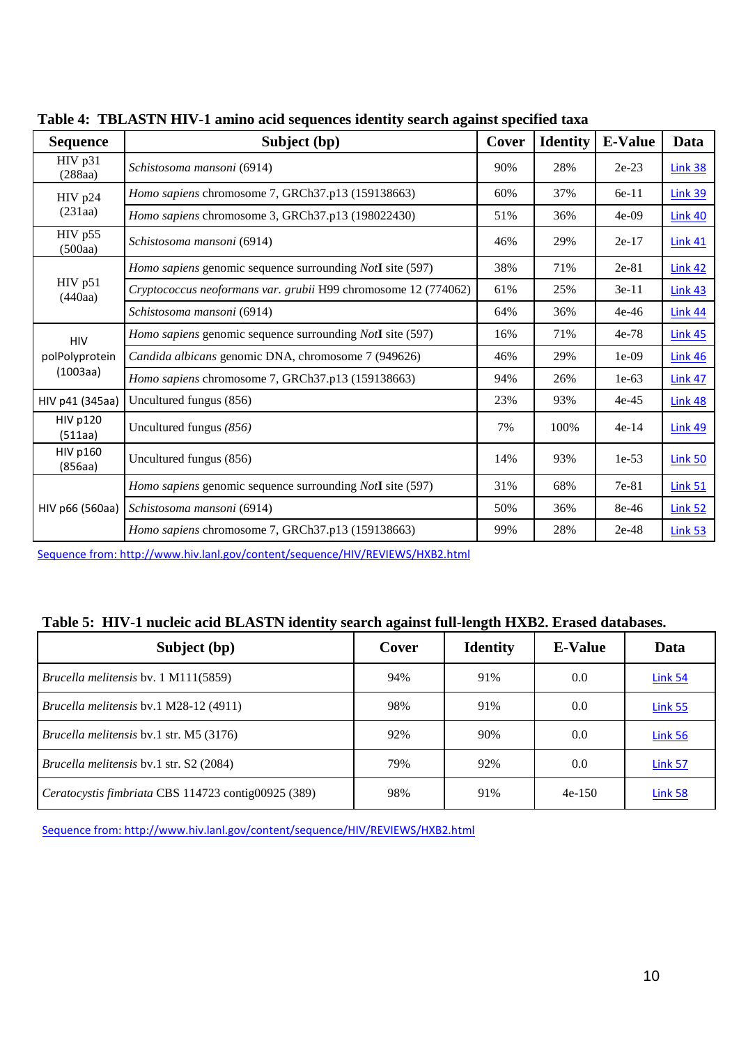**Table 4: TBLASTN HIV-1 amino acid sequences identity search against specified taxa**

| Sequence | Subject (bp) | Cover | Identity | E-Value | Data |
|---|---|---|---|---|---|
| HIV p31 (288aa) | *Schistosoma mansoni* (6914) | 90% | 28% | 2e-23 | Link 38 |
| HIV p24 (231aa) | *Homo sapiens* chromosome 7, GRCh37.p13 (159138663) | 60% | 37% | 6e-11 | Link 39 |
| | *Homo sapiens* chromosome 3, GRCh37.p13 (198022430) | 51% | 36% | 4e-09 | Link 40 |
| HIV p55 (500aa) | *Schistosoma mansoni* (6914) | 46% | 29% | 2e-17 | Link 41 |
| HIV p51 (440aa) | *Homo sapiens* genomic sequence surrounding *Not*I site (597) | 38% | 71% | 2e-81 | Link 42 |
| | *Cryptococcus neoformans var. grubii* H99 chromosome 12 (774062) | 61% | 25% | 3e-11 | Link 43 |
| | *Schistosoma mansoni* (6914) | 64% | 36% | 4e-46 | Link 44 |
| HIV polPolyprotein (1003aa) | *Homo sapiens* genomic sequence surrounding *Not*I site (597) | 16% | 71% | 4e-78 | Link 45 |
| | *Candida albicans* genomic DNA, chromosome 7 (949626) | 46% | 29% | 1e-09 | Link 46 |
| | *Homo sapiens* chromosome 7, GRCh37.p13 (159138663) | 94% | 26% | 1e-63 | Link 47 |
| HIV p41 (345aa) | Uncultured fungus (856) | 23% | 93% | 4e-45 | Link 48 |
| HIV p120 (511aa) | Uncultured fungus *(856)* | 7% | 100% | 4e-14 | Link 49 |
| HIV p160 (856aa) | Uncultured fungus (856) | 14% | 93% | 1e-53 | Link 50 |
| HIV p66 (560aa) | *Homo sapiens* genomic sequence surrounding *Not*I site (597) | 31% | 68% | 7e-81 | Link 51 |
| | *Schistosoma mansoni* (6914) | 50% | 36% | 8e-46 | Link 52 |
| | *Homo sapiens* chromosome 7, GRCh37.p13 (159138663) | 99% | 28% | 2e-48 | Link 53 |

Sequence from: http://www.hiv.lanl.gov/content/sequence/HIV/REVIEWS/HXB2.html

**Table 5: HIV-1 nucleic acid BLASTN identity search against full-length HXB2. Erased databases.**

| Subject (bp) | Cover | Identity | E-Value | Data |
|---|---|---|---|---|
| *Brucella melitensis* bv. 1 M111(5859) | 94% | 91% | 0.0 | Link 54 |
| *Brucella melitensis* bv.1 M28-12 (4911) | 98% | 91% | 0.0 | Link 55 |
| *Brucella melitensis* bv.1 str. M5 (3176) | 92% | 90% | 0.0 | Link 56 |
| *Brucella melitensis* bv.1 str. S2 (2084) | 79% | 92% | 0.0 | Link 57 |
| *Ceratocystis fimbriata* CBS 114723 contig00925 (389) | 98% | 91% | 4e-150 | Link 58 |

Sequence from: http://www.hiv.lanl.gov/content/sequence/HIV/REVIEWS/HXB2.html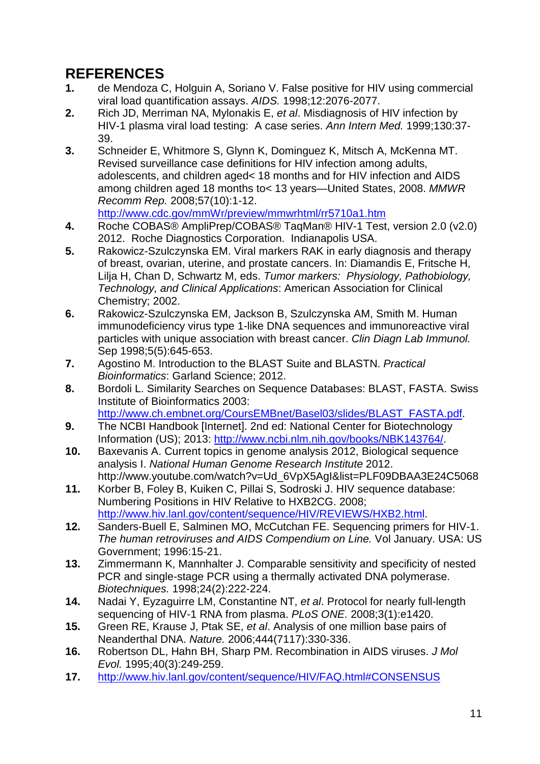# REFERENCES

1. de Mendoza C, Holguin A, Soriano V. False positive for HIV using commercial viral load quantification assays. *AIDS.* 1998;12:2076-2077.
2. Rich JD, Merriman NA, Mylonakis E, *et al*. Misdiagnosis of HIV infection by HIV-1 plasma viral load testing: A case series. *Ann Intern Med.* 1999;130:37-39.
3. Schneider E, Whitmore S, Glynn K, Dominguez K, Mitsch A, McKenna MT. Revised surveillance case definitions for HIV infection among adults, adolescents, and children aged< 18 months and for HIV infection and AIDS among children aged 18 months to< 13 years—United States, 2008. *MMWR Recomm Rep.* 2008;57(10):1-12. http://www.cdc.gov/mmWr/preview/mmwrhtml/rr5710a1.htm
4. Roche COBAS® AmpliPrep/COBAS® TaqMan® HIV-1 Test, version 2.0 (v2.0) 2012. Roche Diagnostics Corporation. Indianapolis USA.
5. Rakowicz-Szulczynska EM. Viral markers RAK in early diagnosis and therapy of breast, ovarian, uterine, and prostate cancers. In: Diamandis E, Fritsche H, Lilja H, Chan D, Schwartz M, eds. *Tumor markers: Physiology, Pathobiology, Technology, and Clinical Applications*: American Association for Clinical Chemistry; 2002.
6. Rakowicz-Szulczynska EM, Jackson B, Szulczynska AM, Smith M. Human immunodeficiency virus type 1-like DNA sequences and immunoreactive viral particles with unique association with breast cancer. *Clin Diagn Lab Immunol.* Sep 1998;5(5):645-653.
7. Agostino M. Introduction to the BLAST Suite and BLASTN. *Practical Bioinformatics*: Garland Science; 2012.
8. Bordoli L. Similarity Searches on Sequence Databases: BLAST, FASTA. Swiss Institute of Bioinformatics 2003: http://www.ch.embnet.org/CoursEMBnet/Basel03/slides/BLAST_FASTA.pdf.
9. The NCBI Handbook [Internet]. 2nd ed: National Center for Biotechnology Information (US); 2013: http://www.ncbi.nlm.nih.gov/books/NBK143764/.
10. Baxevanis A. Current topics in genome analysis 2012, Biological sequence analysis I. *National Human Genome Research Institute* 2012. http://www.youtube.com/watch?v=Ud_6VpX5AgI&list=PLF09DBAA3E24C5068
11. Korber B, Foley B, Kuiken C, Pillai S, Sodroski J. HIV sequence database: Numbering Positions in HIV Relative to HXB2CG. 2008; http://www.hiv.lanl.gov/content/sequence/HIV/REVIEWS/HXB2.html.
12. Sanders-Buell E, Salminen MO, McCutchan FE. Sequencing primers for HIV-1. *The human retroviruses and AIDS Compendium on Line.* Vol January. USA: US Government; 1996:15-21.
13. Zimmermann K, Mannhalter J. Comparable sensitivity and specificity of nested PCR and single-stage PCR using a thermally activated DNA polymerase. *Biotechniques.* 1998;24(2):222-224.
14. Nadai Y, Eyzaguirre LM, Constantine NT, *et al*. Protocol for nearly full-length sequencing of HIV-1 RNA from plasma. *PLoS ONE.* 2008;3(1):e1420.
15. Green RE, Krause J, Ptak SE, *et al*. Analysis of one million base pairs of Neanderthal DNA. *Nature.* 2006;444(7117):330-336.
16. Robertson DL, Hahn BH, Sharp PM. Recombination in AIDS viruses. *J Mol Evol.* 1995;40(3):249-259.
17. http://www.hiv.lanl.gov/content/sequence/HIV/FAQ.html#CONSENSUS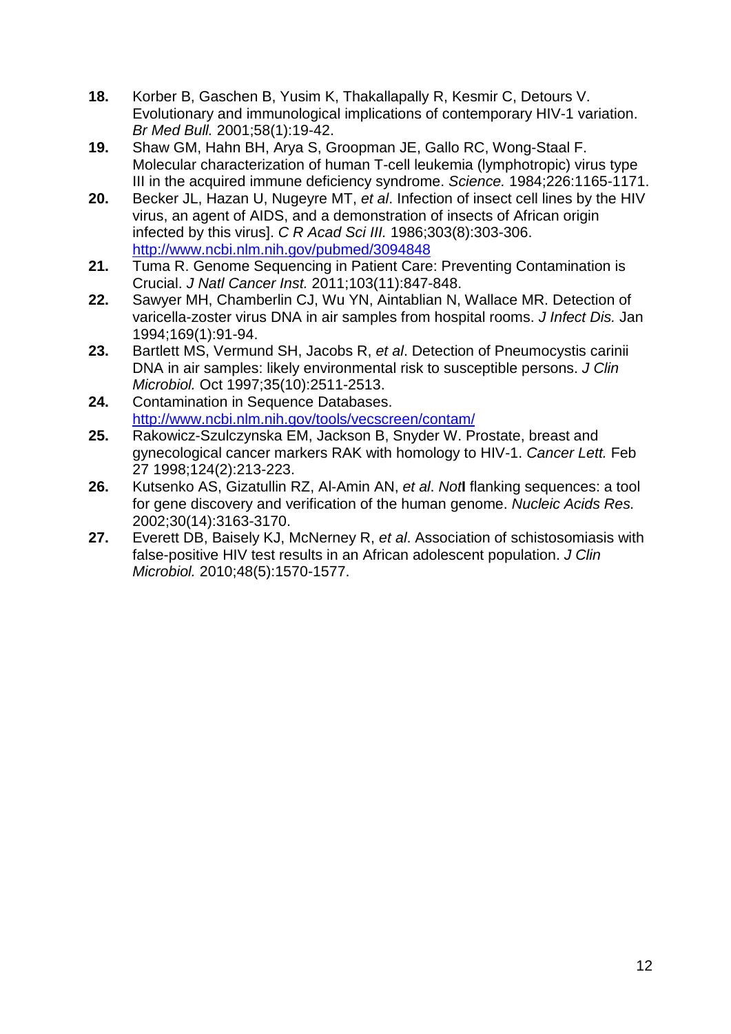18. Korber B, Gaschen B, Yusim K, Thakallapally R, Kesmir C, Detours V. Evolutionary and immunological implications of contemporary HIV-1 variation. *Br Med Bull.* 2001;58(1):19-42.
19. Shaw GM, Hahn BH, Arya S, Groopman JE, Gallo RC, Wong-Staal F. Molecular characterization of human T-cell leukemia (lymphotropic) virus type III in the acquired immune deficiency syndrome. *Science.* 1984;226:1165-1171.
20. Becker JL, Hazan U, Nugeyre MT, *et al*. Infection of insect cell lines by the HIV virus, an agent of AIDS, and a demonstration of insects of African origin infected by this virus]. *C R Acad Sci III.* 1986;303(8):303-306. http://www.ncbi.nlm.nih.gov/pubmed/3094848
21. Tuma R. Genome Sequencing in Patient Care: Preventing Contamination is Crucial. *J Natl Cancer Inst.* 2011;103(11):847-848.
22. Sawyer MH, Chamberlin CJ, Wu YN, Aintablian N, Wallace MR. Detection of varicella-zoster virus DNA in air samples from hospital rooms. *J Infect Dis.* Jan 1994;169(1):91-94.
23. Bartlett MS, Vermund SH, Jacobs R, *et al*. Detection of Pneumocystis carinii DNA in air samples: likely environmental risk to susceptible persons. *J Clin Microbiol.* Oct 1997;35(10):2511-2513.
24. Contamination in Sequence Databases. http://www.ncbi.nlm.nih.gov/tools/vecscreen/contam/
25. Rakowicz-Szulczynska EM, Jackson B, Snyder W. Prostate, breast and gynecological cancer markers RAK with homology to HIV-1. *Cancer Lett.* Feb 27 1998;124(2):213-223.
26. Kutsenko AS, Gizatullin RZ, Al-Amin AN, *et al*. *Not***I** flanking sequences: a tool for gene discovery and verification of the human genome. *Nucleic Acids Res.* 2002;30(14):3163-3170.
27. Everett DB, Baisely KJ, McNerney R, *et al*. Association of schistosomiasis with false-positive HIV test results in an African adolescent population. *J Clin Microbiol.* 2010;48(5):1570-1577.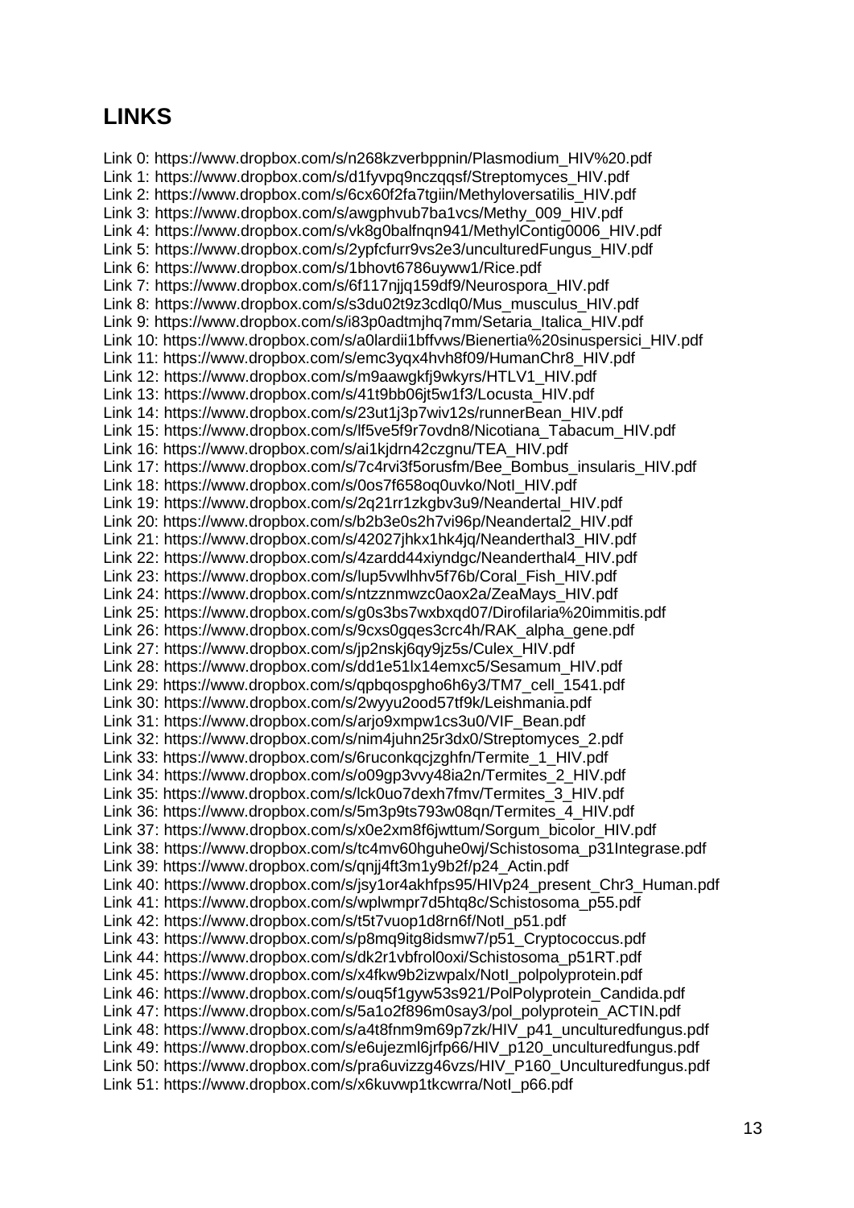## LINKS

Link 0: https://www.dropbox.com/s/n268kzverbppnin/Plasmodium_HIV%20.pdf
Link 1: https://www.dropbox.com/s/d1fyvpq9nczqqsf/Streptomyces_HIV.pdf
Link 2: https://www.dropbox.com/s/6cx60f2fa7tgiin/Methyloversatilis_HIV.pdf
Link 3: https://www.dropbox.com/s/awgphvub7ba1vcs/Methy_009_HIV.pdf
Link 4: https://www.dropbox.com/s/vk8g0balfnqn941/MethylContig0006_HIV.pdf
Link 5: https://www.dropbox.com/s/2ypfcfurr9vs2e3/unculturedFungus_HIV.pdf
Link 6: https://www.dropbox.com/s/1bhovt6786uyww1/Rice.pdf
Link 7: https://www.dropbox.com/s/6f117njjq159df9/Neurospora_HIV.pdf
Link 8: https://www.dropbox.com/s/s3du02t9z3cdlq0/Mus_musculus_HIV.pdf
Link 9: https://www.dropbox.com/s/i83p0adtmjhq7mm/Setaria_Italica_HIV.pdf
Link 10: https://www.dropbox.com/s/a0lardii1bffvws/Bienertia%20sinuspersici_HIV.pdf
Link 11: https://www.dropbox.com/s/emc3yqx4hvh8f09/HumanChr8_HIV.pdf
Link 12: https://www.dropbox.com/s/m9aawgkfj9wkyrs/HTLV1_HIV.pdf
Link 13: https://www.dropbox.com/s/41t9bb06jt5w1f3/Locusta_HIV.pdf
Link 14: https://www.dropbox.com/s/23ut1j3p7wiv12s/runnerBean_HIV.pdf
Link 15: https://www.dropbox.com/s/lf5ve5f9r7ovdn8/Nicotiana_Tabacum_HIV.pdf
Link 16: https://www.dropbox.com/s/ai1kjdrn42czgnu/TEA_HIV.pdf
Link 17: https://www.dropbox.com/s/7c4rvi3f5orusfm/Bee_Bombus_insularis_HIV.pdf
Link 18: https://www.dropbox.com/s/0os7f658oq0uvko/NotI_HIV.pdf
Link 19: https://www.dropbox.com/s/2q21rr1zkgbv3u9/Neandertal_HIV.pdf
Link 20: https://www.dropbox.com/s/b2b3e0s2h7vi96p/Neandertal2_HIV.pdf
Link 21: https://www.dropbox.com/s/42027jhkx1hk4jq/Neanderthal3_HIV.pdf
Link 22: https://www.dropbox.com/s/4zardd44xiyndgc/Neanderthal4_HIV.pdf
Link 23: https://www.dropbox.com/s/lup5vwlhhv5f76b/Coral_Fish_HIV.pdf
Link 24: https://www.dropbox.com/s/ntzznmwzc0aox2a/ZeaMays_HIV.pdf
Link 25: https://www.dropbox.com/s/g0s3bs7wxbxqd07/Dirofilaria%20immitis.pdf
Link 26: https://www.dropbox.com/s/9cxs0gqes3crc4h/RAK_alpha_gene.pdf
Link 27: https://www.dropbox.com/s/jp2nskj6qy9jz5s/Culex_HIV.pdf
Link 28: https://www.dropbox.com/s/dd1e51lx14emxc5/Sesamum_HIV.pdf
Link 29: https://www.dropbox.com/s/qpbqospgho6h6y3/TM7_cell_1541.pdf
Link 30: https://www.dropbox.com/s/2wyyu2ood57tf9k/Leishmania.pdf
Link 31: https://www.dropbox.com/s/arjo9xmpw1cs3u0/VIF_Bean.pdf
Link 32: https://www.dropbox.com/s/nim4juhn25r3dx0/Streptomyces_2.pdf
Link 33: https://www.dropbox.com/s/6ruconkqcjzghfn/Termite_1_HIV.pdf
Link 34: https://www.dropbox.com/s/o09gp3vvy48ia2n/Termites_2_HIV.pdf
Link 35: https://www.dropbox.com/s/lck0uo7dexh7fmv/Termites_3_HIV.pdf
Link 36: https://www.dropbox.com/s/5m3p9ts793w08qn/Termites_4_HIV.pdf
Link 37: https://www.dropbox.com/s/x0e2xm8f6jwttum/Sorgum_bicolor_HIV.pdf
Link 38: https://www.dropbox.com/s/tc4mv60hguhe0wj/Schistosoma_p31Integrase.pdf
Link 39: https://www.dropbox.com/s/qnjj4ft3m1y9b2f/p24_Actin.pdf
Link 40: https://www.dropbox.com/s/jsy1or4akhfps95/HIVp24_present_Chr3_Human.pdf
Link 41: https://www.dropbox.com/s/wplwmpr7d5htq8c/Schistosoma_p55.pdf
Link 42: https://www.dropbox.com/s/t5t7vuop1d8rn6f/NotI_p51.pdf
Link 43: https://www.dropbox.com/s/p8mq9itg8idsmw7/p51_Cryptococcus.pdf
Link 44: https://www.dropbox.com/s/dk2r1vbfrol0oxi/Schistosoma_p51RT.pdf
Link 45: https://www.dropbox.com/s/x4fkw9b2izwpalx/NotI_polpolyprotein.pdf
Link 46: https://www.dropbox.com/s/ouq5f1gyw53s921/PolPolyprotein_Candida.pdf
Link 47: https://www.dropbox.com/s/5a1o2f896m0say3/pol_polyprotein_ACTIN.pdf
Link 48: https://www.dropbox.com/s/a4t8fnm9m69p7zk/HIV_p41_unculturedfungus.pdf
Link 49: https://www.dropbox.com/s/e6ujezml6jrfp66/HIV_p120_unculturedfungus.pdf
Link 50: https://www.dropbox.com/s/pra6uvizzg46vzs/HIV_P160_Unculturedfungus.pdf
Link 51: https://www.dropbox.com/s/x6kuvwp1tkcwrra/NotI_p66.pdf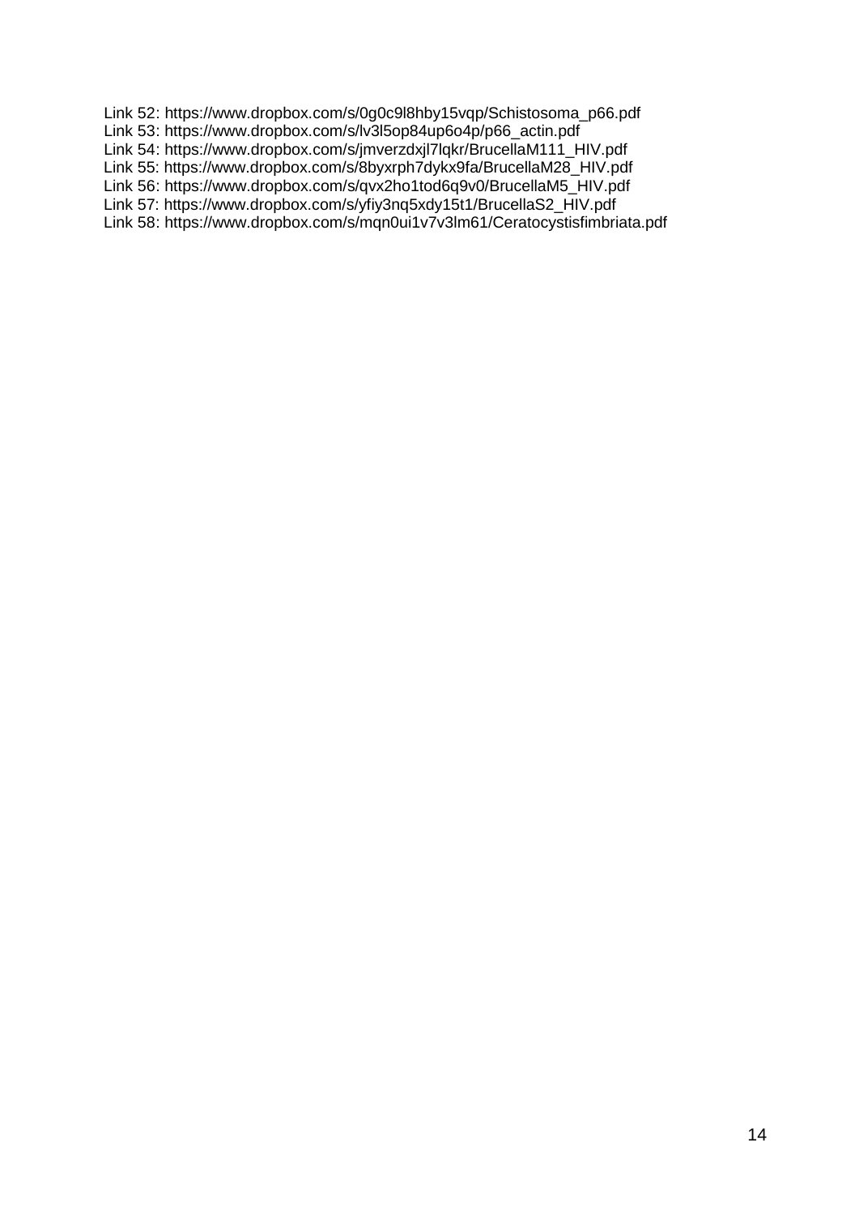Link 52: https://www.dropbox.com/s/0g0c9l8hby15vqp/Schistosoma_p66.pdf
Link 53: https://www.dropbox.com/s/lv3l5op84up6o4p/p66_actin.pdf
Link 54: https://www.dropbox.com/s/jmverzdxjl7lqkr/BrucellaM111_HIV.pdf
Link 55: https://www.dropbox.com/s/8byxrph7dykx9fa/BrucellaM28_HIV.pdf
Link 56: https://www.dropbox.com/s/qvx2ho1tod6q9v0/BrucellaM5_HIV.pdf
Link 57: https://www.dropbox.com/s/yfiy3nq5xdy15t1/BrucellaS2_HIV.pdf
Link 58: https://www.dropbox.com/s/mqn0ui1v7v3lm61/Ceratocystisfimbriata.pdf